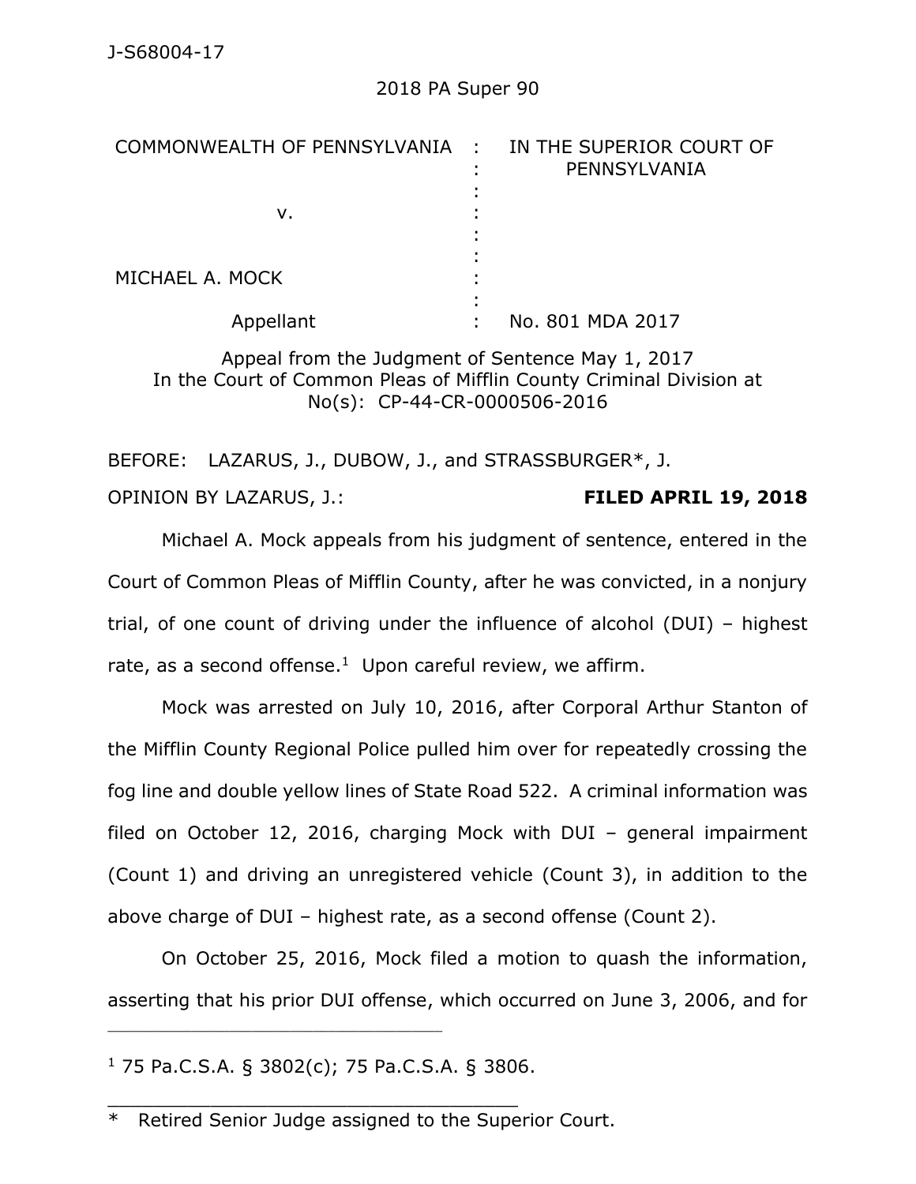J-S68004-17

2018 PA Super 90

| COMMONWEALTH OF PENNSYLVANIA | : | IN THE SUPERIOR COURT OF PENNSYLVANIA |
|---|---|---|
| v. | : | |
| MICHAEL A. MOCK | : | |
| Appellant | : | No. 801 MDA 2017 |

Appeal from the Judgment of Sentence May 1, 2017
In the Court of Common Pleas of Mifflin County Criminal Division at No(s): CP-44-CR-0000506-2016

BEFORE: LAZARUS, J., DUBOW, J., and STRASSBURGER*, J.

OPINION BY LAZARUS, J.: **FILED APRIL 19, 2018**

Michael A. Mock appeals from his judgment of sentence, entered in the Court of Common Pleas of Mifflin County, after he was convicted, in a nonjury trial, of one count of driving under the influence of alcohol (DUI) – highest rate, as a second offense.[1] Upon careful review, we affirm.

Mock was arrested on July 10, 2016, after Corporal Arthur Stanton of the Mifflin County Regional Police pulled him over for repeatedly crossing the fog line and double yellow lines of State Road 522. A criminal information was filed on October 12, 2016, charging Mock with DUI – general impairment (Count 1) and driving an unregistered vehicle (Count 3), in addition to the above charge of DUI – highest rate, as a second offense (Count 2).

On October 25, 2016, Mock filed a motion to quash the information, asserting that his prior DUI offense, which occurred on June 3, 2006, and for

---

[1] 75 Pa.C.S.A. § 3802(c); 75 Pa.C.S.A. § 3806.

---

\* Retired Senior Judge assigned to the Superior Court.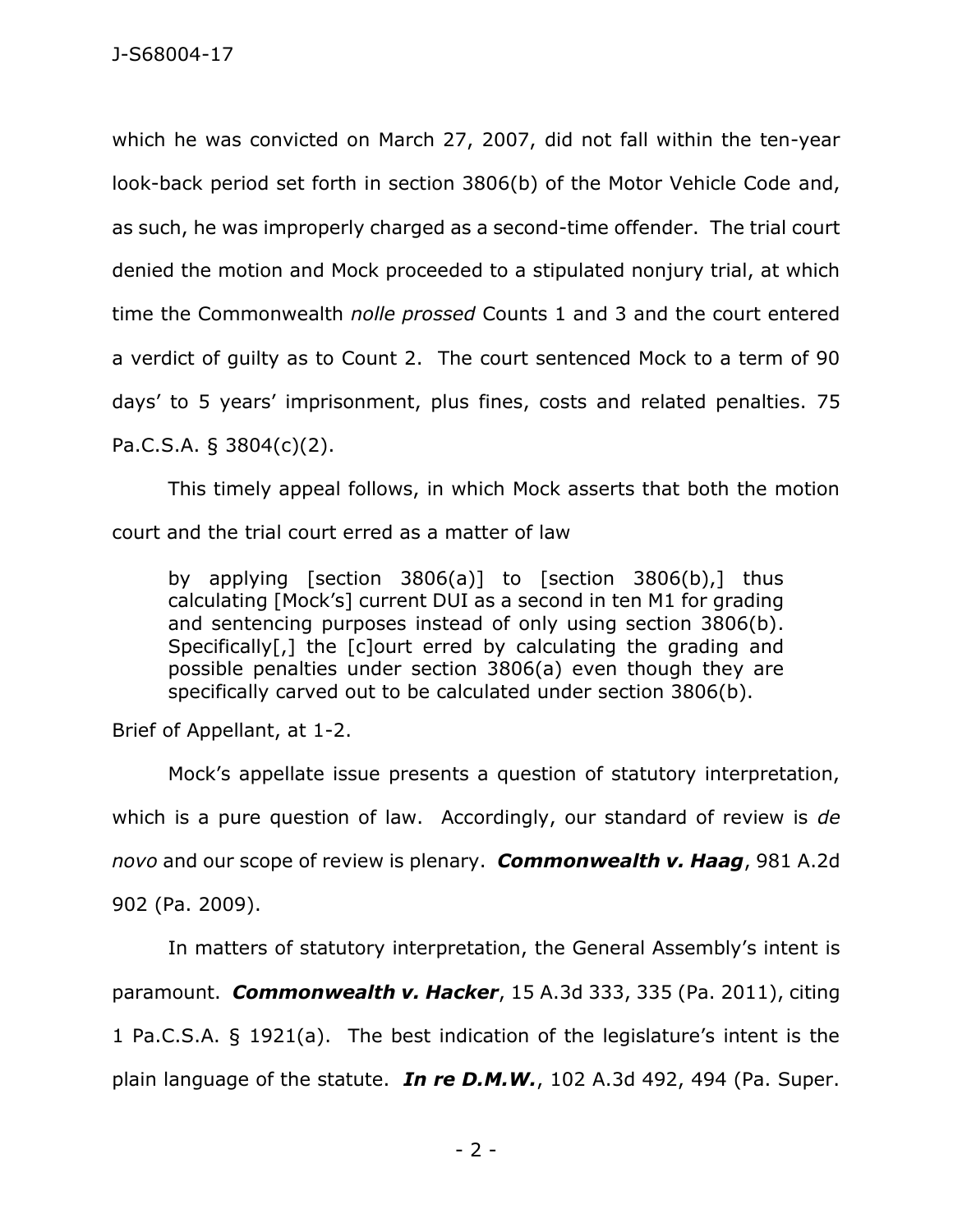which he was convicted on March 27, 2007, did not fall within the ten-year look-back period set forth in section 3806(b) of the Motor Vehicle Code and, as such, he was improperly charged as a second-time offender. The trial court denied the motion and Mock proceeded to a stipulated nonjury trial, at which time the Commonwealth *nolle prossed* Counts 1 and 3 and the court entered a verdict of guilty as to Count 2. The court sentenced Mock to a term of 90 days' to 5 years' imprisonment, plus fines, costs and related penalties. 75 Pa.C.S.A. § 3804(c)(2).

This timely appeal follows, in which Mock asserts that both the motion court and the trial court erred as a matter of law

> by applying [section 3806(a)] to [section 3806(b),] thus calculating [Mock's] current DUI as a second in ten M1 for grading and sentencing purposes instead of only using section 3806(b). Specifically[,] the [c]ourt erred by calculating the grading and possible penalties under section 3806(a) even though they are specifically carved out to be calculated under section 3806(b).

Brief of Appellant, at 1-2.

Mock's appellate issue presents a question of statutory interpretation, which is a pure question of law. Accordingly, our standard of review is *de novo* and our scope of review is plenary. ***Commonwealth v. Haag***, 981 A.2d 902 (Pa. 2009).

In matters of statutory interpretation, the General Assembly's intent is paramount. ***Commonwealth v. Hacker***, 15 A.3d 333, 335 (Pa. 2011), citing 1 Pa.C.S.A. § 1921(a). The best indication of the legislature's intent is the plain language of the statute. ***In re D.M.W.***, 102 A.3d 492, 494 (Pa. Super.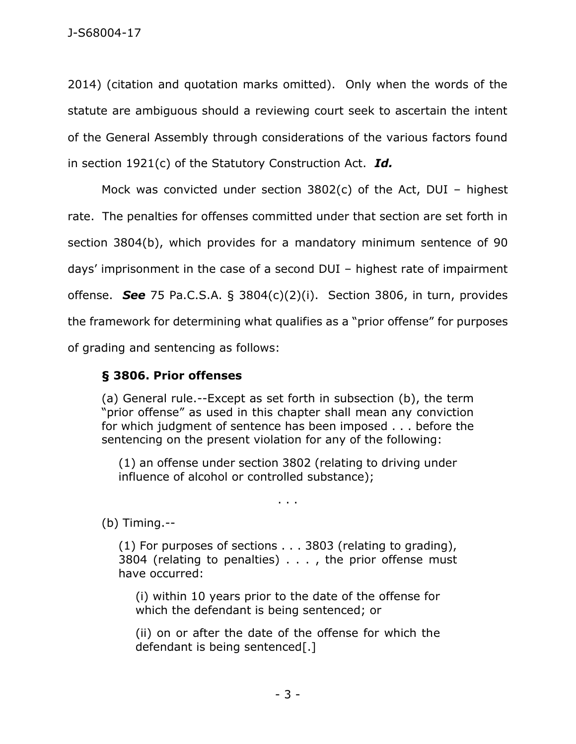2014) (citation and quotation marks omitted). Only when the words of the statute are ambiguous should a reviewing court seek to ascertain the intent of the General Assembly through considerations of the various factors found in section 1921(c) of the Statutory Construction Act. ***Id.***

Mock was convicted under section 3802(c) of the Act, DUI – highest rate. The penalties for offenses committed under that section are set forth in section 3804(b), which provides for a mandatory minimum sentence of 90 days' imprisonment in the case of a second DUI – highest rate of impairment offense. ***See*** 75 Pa.C.S.A. § 3804(c)(2)(i). Section 3806, in turn, provides the framework for determining what qualifies as a "prior offense" for purposes of grading and sentencing as follows:

> **§ 3806. Prior offenses**
>
> (a) General rule.--Except as set forth in subsection (b), the term "prior offense" as used in this chapter shall mean any conviction for which judgment of sentence has been imposed . . . before the sentencing on the present violation for any of the following:
>
> > (1) an offense under section 3802 (relating to driving under influence of alcohol or controlled substance);
>
> . . .
>
> (b) Timing.--
>
> > (1) For purposes of sections . . . 3803 (relating to grading), 3804 (relating to penalties) . . . , the prior offense must have occurred:
> >
> > > (i) within 10 years prior to the date of the offense for which the defendant is being sentenced; or
> > >
> > > (ii) on or after the date of the offense for which the defendant is being sentenced[.]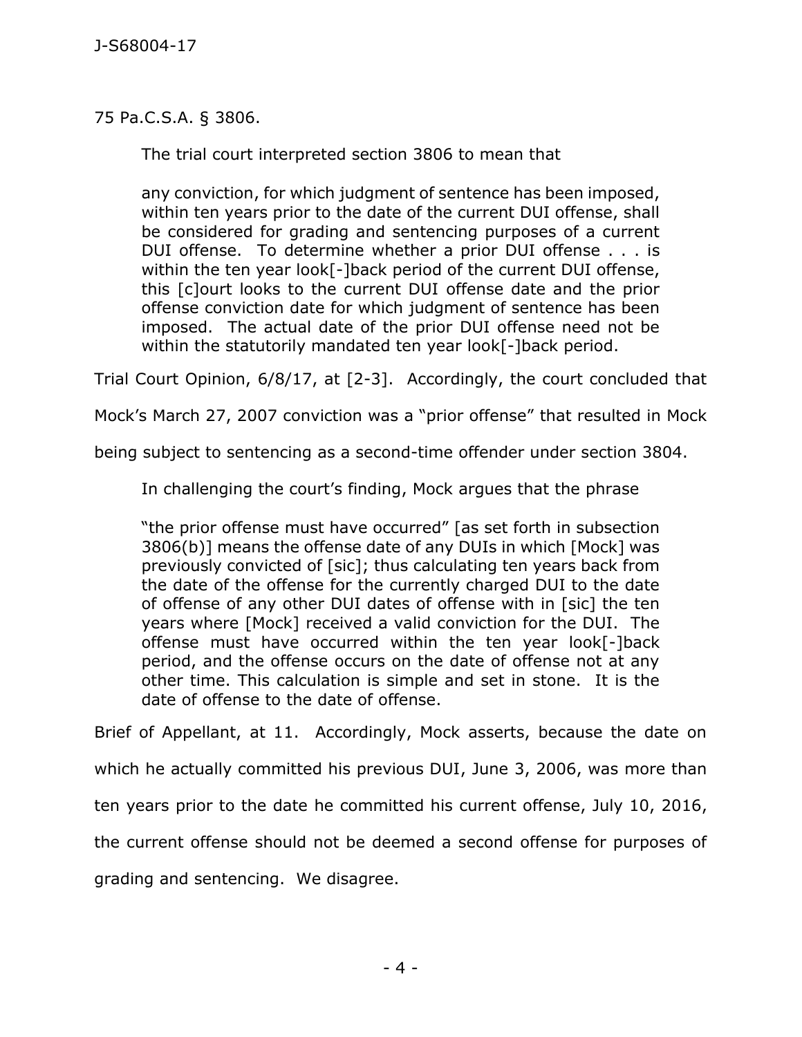75 Pa.C.S.A. § 3806.

The trial court interpreted section 3806 to mean that

> any conviction, for which judgment of sentence has been imposed, within ten years prior to the date of the current DUI offense, shall be considered for grading and sentencing purposes of a current DUI offense. To determine whether a prior DUI offense . . . is within the ten year look[-]back period of the current DUI offense, this [c]ourt looks to the current DUI offense date and the prior offense conviction date for which judgment of sentence has been imposed. The actual date of the prior DUI offense need not be within the statutorily mandated ten year look[-]back period.

Trial Court Opinion, 6/8/17, at [2-3]. Accordingly, the court concluded that Mock's March 27, 2007 conviction was a "prior offense" that resulted in Mock being subject to sentencing as a second-time offender under section 3804.

In challenging the court's finding, Mock argues that the phrase

> "the prior offense must have occurred" [as set forth in subsection 3806(b)] means the offense date of any DUIs in which [Mock] was previously convicted of [sic]; thus calculating ten years back from the date of the offense for the currently charged DUI to the date of offense of any other DUI dates of offense with in [sic] the ten years where [Mock] received a valid conviction for the DUI. The offense must have occurred within the ten year look[-]back period, and the offense occurs on the date of offense not at any other time. This calculation is simple and set in stone. It is the date of offense to the date of offense.

Brief of Appellant, at 11. Accordingly, Mock asserts, because the date on which he actually committed his previous DUI, June 3, 2006, was more than ten years prior to the date he committed his current offense, July 10, 2016, the current offense should not be deemed a second offense for purposes of grading and sentencing. We disagree.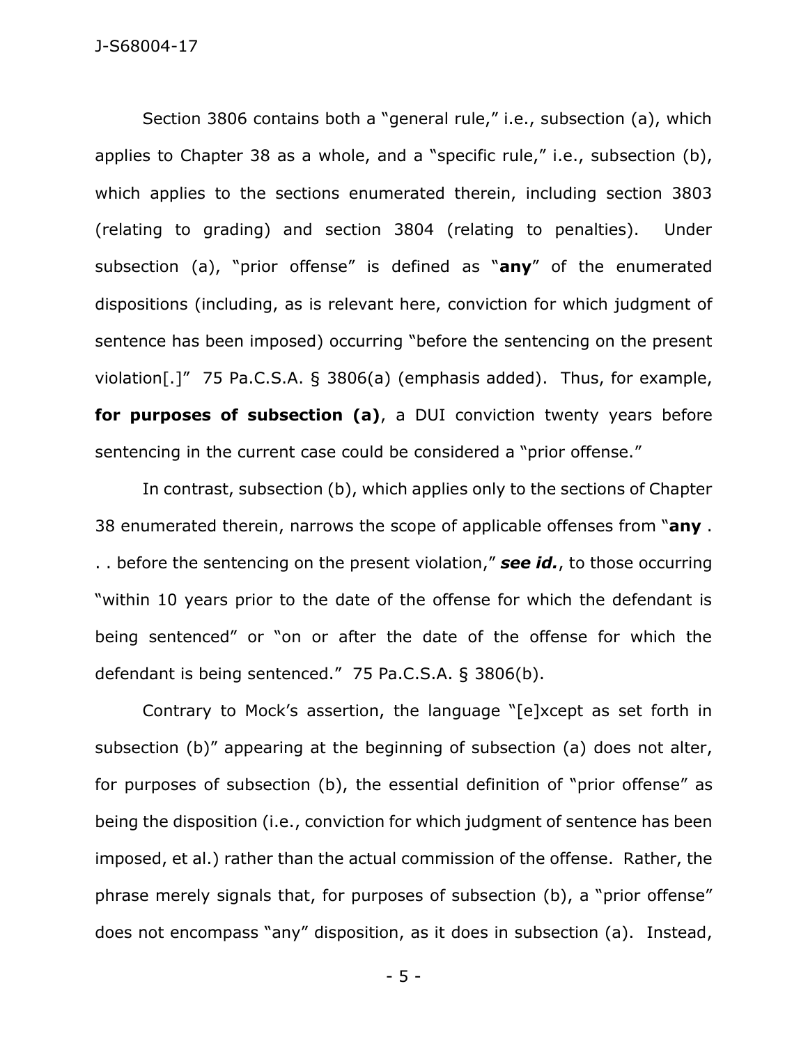Section 3806 contains both a "general rule," i.e., subsection (a), which applies to Chapter 38 as a whole, and a "specific rule," i.e., subsection (b), which applies to the sections enumerated therein, including section 3803 (relating to grading) and section 3804 (relating to penalties). Under subsection (a), "prior offense" is defined as "**any**" of the enumerated dispositions (including, as is relevant here, conviction for which judgment of sentence has been imposed) occurring "before the sentencing on the present violation[.]" 75 Pa.C.S.A. § 3806(a) (emphasis added). Thus, for example, **for purposes of subsection (a)**, a DUI conviction twenty years before sentencing in the current case could be considered a "prior offense."

In contrast, subsection (b), which applies only to the sections of Chapter 38 enumerated therein, narrows the scope of applicable offenses from "**any** . . . before the sentencing on the present violation," ***see id.***, to those occurring "within 10 years prior to the date of the offense for which the defendant is being sentenced" or "on or after the date of the offense for which the defendant is being sentenced." 75 Pa.C.S.A. § 3806(b).

Contrary to Mock's assertion, the language "[e]xcept as set forth in subsection (b)" appearing at the beginning of subsection (a) does not alter, for purposes of subsection (b), the essential definition of "prior offense" as being the disposition (i.e., conviction for which judgment of sentence has been imposed, et al.) rather than the actual commission of the offense. Rather, the phrase merely signals that, for purposes of subsection (b), a "prior offense" does not encompass "any" disposition, as it does in subsection (a). Instead,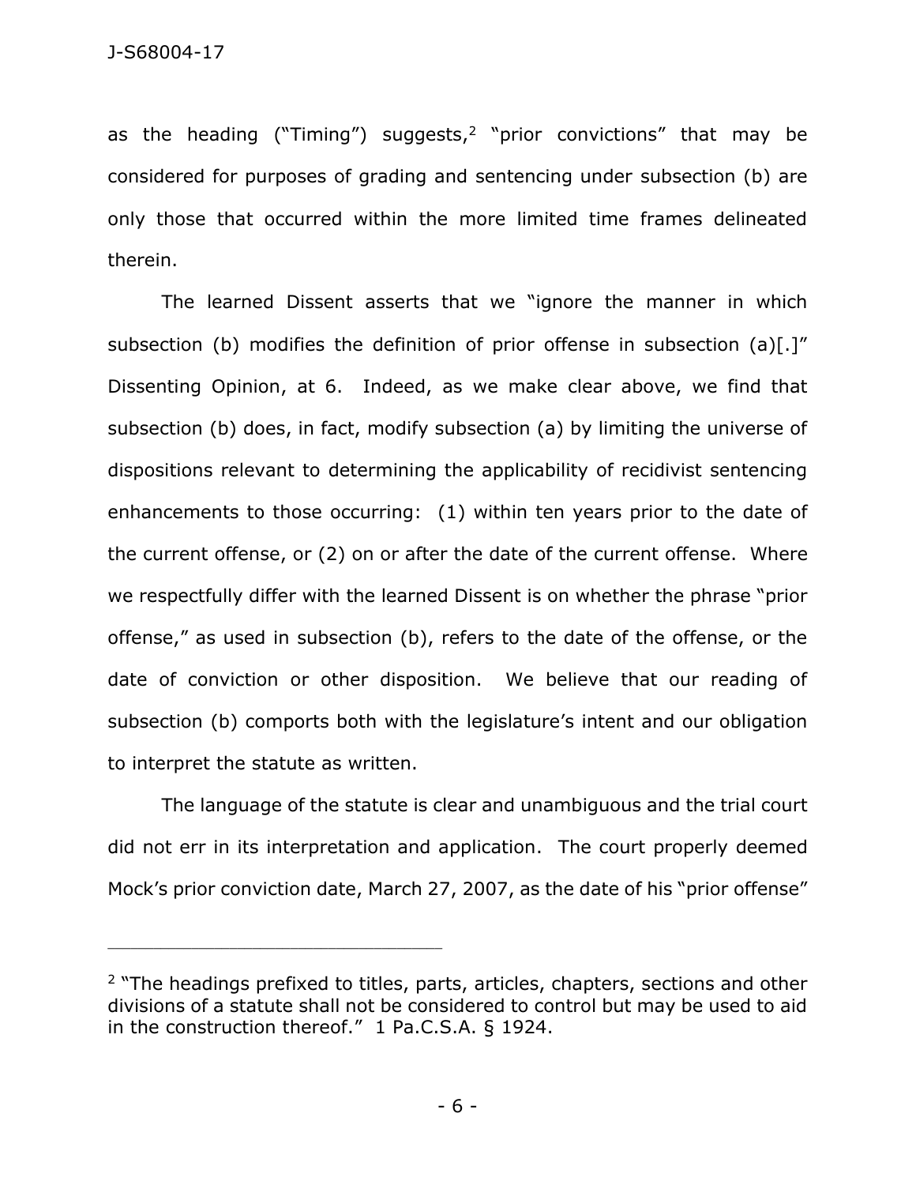as the heading ("Timing") suggests,[2] "prior convictions" that may be considered for purposes of grading and sentencing under subsection (b) are only those that occurred within the more limited time frames delineated therein.

The learned Dissent asserts that we "ignore the manner in which subsection (b) modifies the definition of prior offense in subsection (a)[.]" Dissenting Opinion, at 6. Indeed, as we make clear above, we find that subsection (b) does, in fact, modify subsection (a) by limiting the universe of dispositions relevant to determining the applicability of recidivist sentencing enhancements to those occurring: (1) within ten years prior to the date of the current offense, or (2) on or after the date of the current offense. Where we respectfully differ with the learned Dissent is on whether the phrase "prior offense," as used in subsection (b), refers to the date of the offense, or the date of conviction or other disposition. We believe that our reading of subsection (b) comports both with the legislature's intent and our obligation to interpret the statute as written.

The language of the statute is clear and unambiguous and the trial court did not err in its interpretation and application. The court properly deemed Mock's prior conviction date, March 27, 2007, as the date of his "prior offense"

---

[2] "The headings prefixed to titles, parts, articles, chapters, sections and other divisions of a statute shall not be considered to control but may be used to aid in the construction thereof." 1 Pa.C.S.A. § 1924.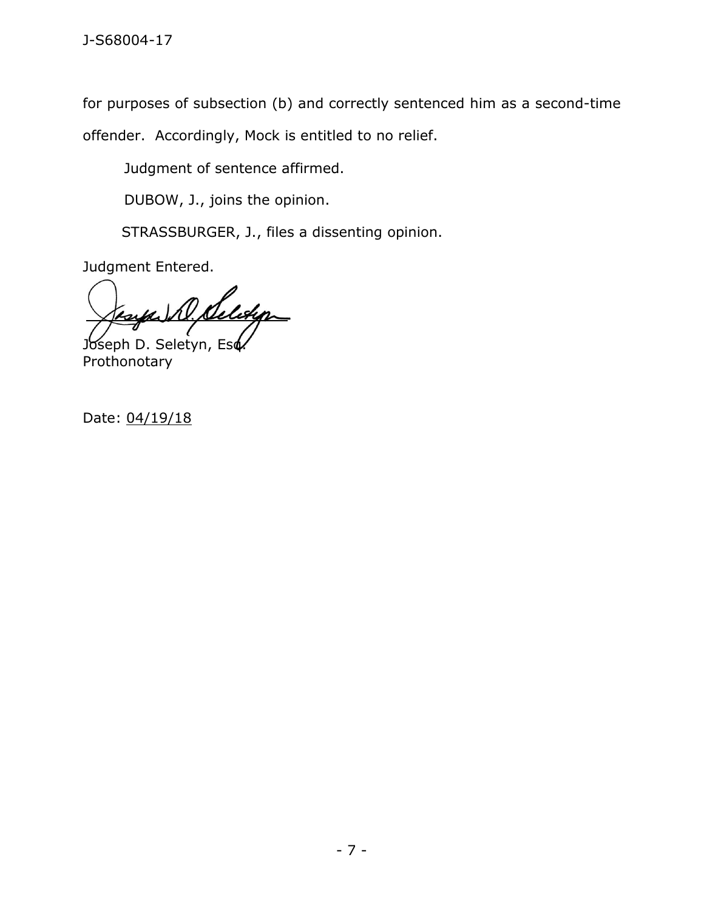for purposes of subsection (b) and correctly sentenced him as a second-time offender. Accordingly, Mock is entitled to no relief.

Judgment of sentence affirmed.

DUBOW, J., joins the opinion.

STRASSBURGER, J., files a dissenting opinion.

Judgment Entered.

Joseph D. Seletyn, Esq.
Prothonotary

Date: 04/19/18